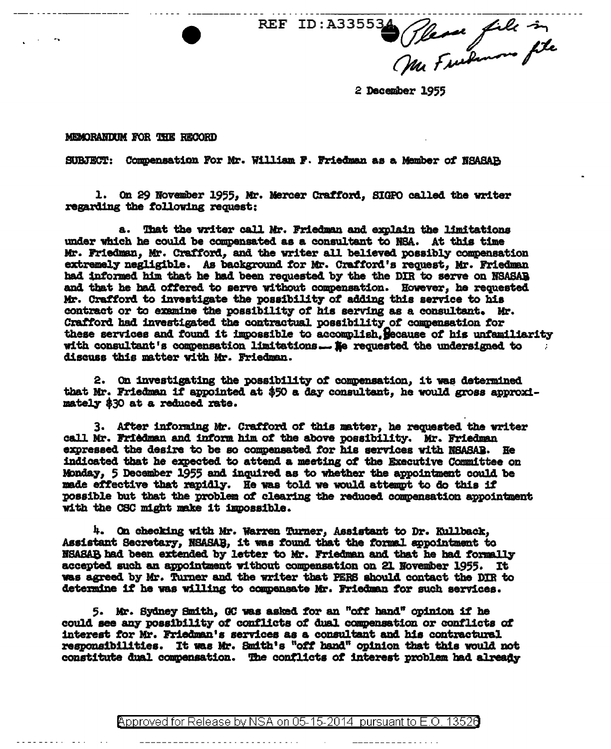REF ID:A335534 Please file in Mr Friedman's file

2 December 1955

MEMORANDUM FOR THE RECORD

SUBJECT: Compensation For Mr. William F. Friedman as a Member of NSASAB

1. On 29 November 1955, Mr. Mercer Crafford, SIGPO called the writer regarding the following request:

a. That the writer call Mr. Friedman and explain the limitations under which he could be compensated as a consultant to NSA. At this time Mr. Friedman, Mr. Crafford, and the writer all believed possibly compensation extremely negligible. As background for Mr. Crafford's request, Mr. Friedman had informed him that he had been requested by the the DIR to serve on NSASAB and that he had offered to serve without compensation. However, he requested Mr. Crafford to investigate the possibility of adding this service to his contract or to examine the possibility of his serving as a consultant. Mr. Crafford had investigated the contractual possibility of compensation for these services and found it impossible to accomplish. Because of his unfamiliarity with consultant's compensation limitations — he requested the undersigned to discuss this matter with Mr. Friedman.

2. On investigating the possibility of compensation, it was determined that Mr. Friedman if appointed at $50 a day consultant, he would gross approximately $30 at a reduced rate.

3. After informing Mr. Crafford of this matter, he requested the writer call Mr. Friedman and inform him of the above possibility. Mr. Friedman expressed the desire to be so compensated for his services with NSASAB. He indicated that he expected to attend a meeting of the Executive Committee on Monday, 5 December 1955 and inquired as to whether the appointment could be made effective that rapidly. He was told we would attempt to do this if possible but that the problem of clearing the reduced compensation appointment with the CSC might make it impossible.

4. On checking with Mr. Warren Turner, Assistant to Dr. Kullback, Assistant Secretary, NSASAB, it was found that the formal appointment to NSASAB had been extended by letter to Mr. Friedman and that he had formally accepted such an appointment without compensation on 21 November 1955. It was agreed by Mr. Turner and the writer that PERS should contact the DIR to determine if he was willing to compensate Mr. Friedman for such services.

5. Mr. Sydney Smith, GC was asked for an "off hand" opinion if he could see any possibility of conflicts of dual compensation or conflicts of interest for Mr. Friedman's services as a consultant and his contractural responsibilities. It was Mr. Smith's "off hand" opinion that this would not constitute dual compensation. The conflicts of interest problem had already

Approved for Release by NSA on 05-15-2014 pursuant to E.O. 13526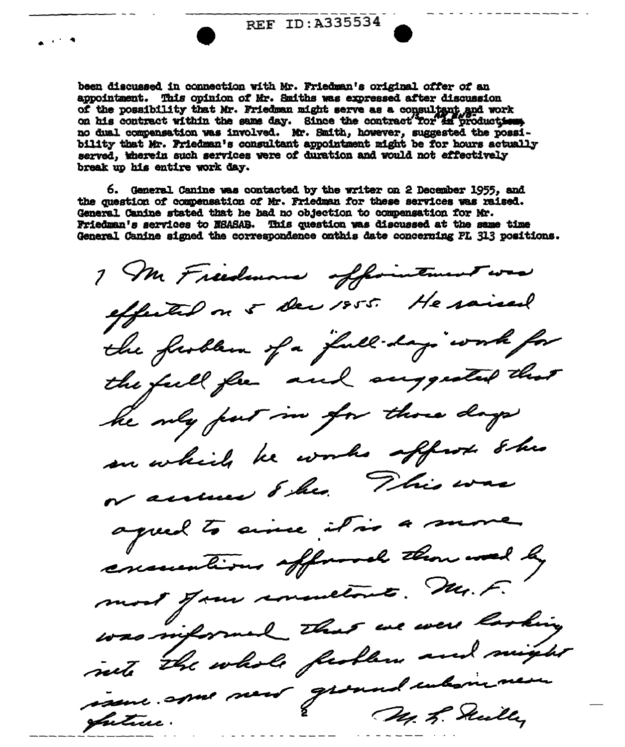been discussed in connection with Mr. Friedman's original offer of an appointment. This opinion of Mr. Smiths was expressed after discussion of the possibility that Mr. Friedman might serve as a consultant and work on his contract within the same day. Since the contract for ~~an~~ ~~production~~ is an end-product no dual compensation was involved. Mr. Smith, however, suggested the possibility that Mr. Friedman's consultant appointment might be for hours actually served, wherein such services were of duration and would not effectively break up his entire work day.

6. General Canine was contacted by the writer on 2 December 1955, and the question of compensation of Mr. Friedman for these services was raised. General Canine stated that he had no objection to compensation for Mr. Friedman's services to NSASAB. This question was discussed at the same time General Canine signed the correspondence onthis date concerning PL 313 positions.

7 Mr Friedmans appointment was effected on 5 Dec 1955. He raised the problem of a "full-days" work for the full fee and suggested that he only put in for those days in which he works approx. 8 hrs or assumes 8 hrs. This was agreed to since it is a more conscientious approach than used by most of our consultants. Mr. F. was informed that we were looking into the whole problem and might issue some new ground rules in near future.

M. L. Reilly